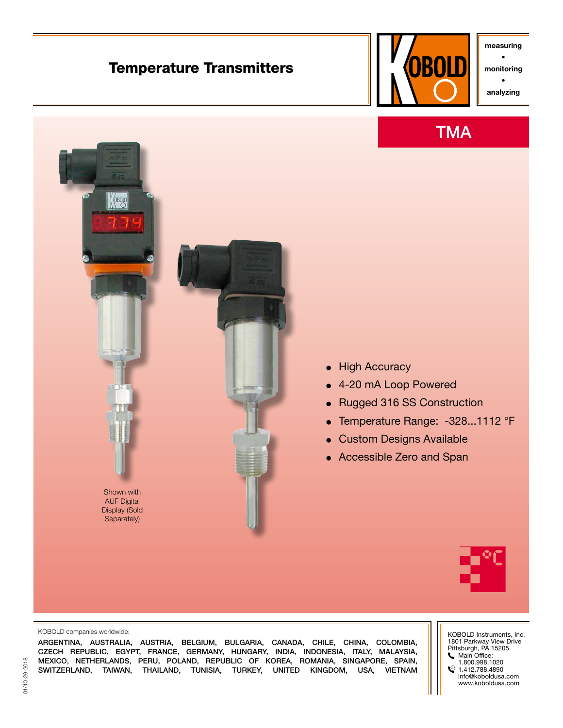# Temperature Transmitters

measuring • monitoring • analyzing

## TMA

- High Accuracy
- 4-20 mA Loop Powered
- Rugged 316 SS Construction
- Temperature Range: -328...1112 °F
- Custom Designs Available
- Accessible Zero and Span

Shown with AUF Digital Display (Sold Separately)

KOBOLD companies worldwide:

ARGENTINA, AUSTRALIA, AUSTRIA, BELGIUM, BULGARIA, CANADA, CHILE, CHINA, COLOMBIA, CZECH REPUBLIC, EGYPT, FRANCE, GERMANY, HUNGARY, INDIA, INDONESIA, ITALY, MALAYSIA, MEXICO, NETHERLANDS, PERU, POLAND, REPUBLIC OF KOREA, ROMANIA, SINGAPORE, SPAIN, SWITZERLAND, TAIWAN, THAILAND, TUNISIA, TURKEY, UNITED KINGDOM, USA, VIETNAM

KOBOLD Instruments, Inc.
1801 Parkway View Drive
Pittsburgh, PA 15205
Main Office:
1.800.998.1020
1.412.788.4890
info@koboldusa.com
www.koboldusa.com

01/10-29-2018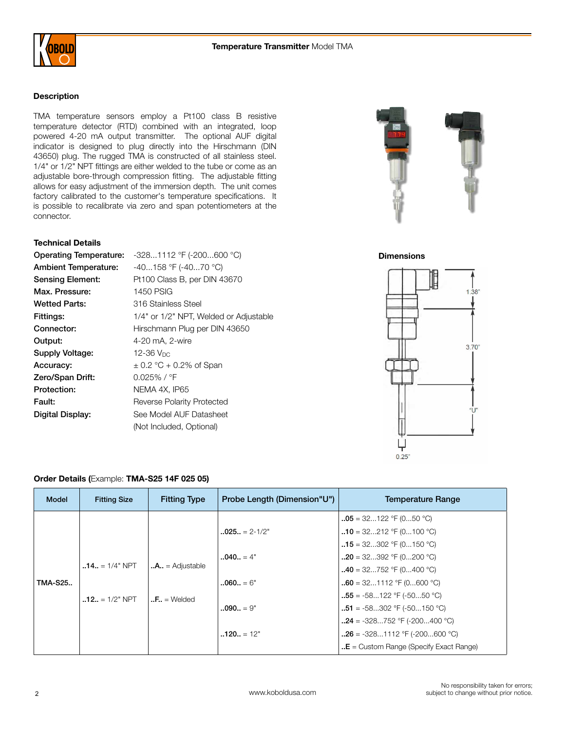## Description

TMA temperature sensors employ a Pt100 class B resistive temperature detector (RTD) combined with an integrated, loop powered 4-20 mA output transmitter. The optional AUF digital indicator is designed to plug directly into the Hirschmann (DIN 43650) plug. The rugged TMA is constructed of all stainless steel. 1/4" or 1/2" NPT fittings are either welded to the tube or come as an adjustable bore-through compression fitting. The adjustable fitting allows for easy adjustment of the immersion depth. The unit comes factory calibrated to the customer's temperature specifications. It is possible to recalibrate via zero and span potentiometers at the connector.

## Technical Details

| | |
|---|---|
| **Operating Temperature:** | -328...1112 °F (-200...600 °C) |
| **Ambient Temperature:** | -40...158 °F (-40...70 °C) |
| **Sensing Element:** | Pt100 Class B, per DIN 43670 |
| **Max. Pressure:** | 1450 PSIG |
| **Wetted Parts:** | 316 Stainless Steel |
| **Fittings:** | 1/4" or 1/2" NPT, Welded or Adjustable |
| **Connector:** | Hirschmann Plug per DIN 43650 |
| **Output:** | 4-20 mA, 2-wire |
| **Supply Voltage:** | 12-36 $V_{DC}$ |
| **Accuracy:** | ± 0.2 °C + 0.2% of Span |
| **Zero/Span Drift:** | 0.025% / °F |
| **Protection:** | NEMA 4X, IP65 |
| **Fault:** | Reverse Polarity Protected |
| **Digital Display:** | See Model AUF Datasheet (Not Included, Optional) |

## Dimensions

1.38"

3.70"

"U"

0.25"

## Order Details (Example: **TMA-S25 14F 025 05**)

| Model | Fitting Size | Fitting Type | Probe Length (Dimension"U") | Temperature Range |
|---|---|---|---|---|
| TMA-S25.. | **..14..** = 1/4" NPT | **..A..** = Adjustable | **..025..** = 2-1/2" | **..05** = 32...122 °F (0...50 °C) |
| | **..12..** = 1/2" NPT | **..F..** = Welded | **..040..** = 4" | **..10** = 32...212 °F (0...100 °C) |
| | | | **..060..** = 6" | **..15** = 32...302 °F (0...150 °C) |
| | | | **..090..** = 9" | **..20** = 32...392 °F (0...200 °C) |
| | | | **..120..** = 12" | **..40** = 32...752 °F (0...400 °C) |
| | | | | **..60** = 32...1112 °F (0...600 °C) |
| | | | | **..55** = -58...122 °F (-50...50 °C) |
| | | | | **..51** = -58...302 °F (-50...150 °C) |
| | | | | **..24** = -328...752 °F (-200...400 °C) |
| | | | | **..26** = -328...1112 °F (-200...600 °C) |
| | | | | **..E** = Custom Range (Specify Exact Range) |

No responsibility taken for errors; subject to change without prior notice.